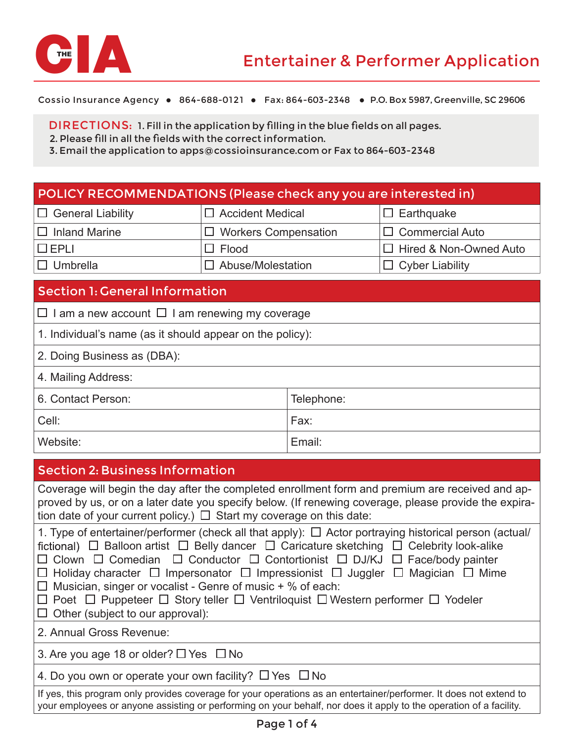# THE CIA

## Entertainer & Performer Application

Cossio Insurance Agency • 864-688-0121 • Fax: 864-603-2348 • P.O. Box 5987, Greenville, SC 29606

**DIRECTIONS:** 1. Fill in the application by filling in the blue fields on all pages.
2. Please fill in all the fields with the correct information.
3. Email the application to apps@cossioinsurance.com or Fax to 864-603-2348

## POLICY RECOMMENDATIONS (Please check any you are interested in)

| | | |
|---|---|---|
| ☐ General Liability | ☐ Accident Medical | ☐ Earthquake |
| ☐ Inland Marine | ☐ Workers Compensation | ☐ Commercial Auto |
| ☐ EPLI | ☐ Flood | ☐ Hired & Non-Owned Auto |
| ☐ Umbrella | ☐ Abuse/Molestation | ☐ Cyber Liability |

## Section 1: General Information

☐ I am a new account ☐ I am renewing my coverage

1. Individual's name (as it should appear on the policy):

2. Doing Business as (DBA):

4. Mailing Address:

| | |
|---|---|
| 6. Contact Person: | Telephone: |
| Cell: | Fax: |
| Website: | Email: |

## Section 2: Business Information

Coverage will begin the day after the completed enrollment form and premium are received and approved by us, or on a later date you specify below. (If renewing coverage, please provide the expiration date of your current policy.) ☐ Start my coverage on this date:

1. Type of entertainer/performer (check all that apply): ☐ Actor portraying historical person (actual/fictional) ☐ Balloon artist ☐ Belly dancer ☐ Caricature sketching ☐ Celebrity look-alike ☐ Clown ☐ Comedian ☐ Conductor ☐ Contortionist ☐ DJ/KJ ☐ Face/body painter ☐ Holiday character ☐ Impersonator ☐ Impressionist ☐ Juggler ☐ Magician ☐ Mime ☐ Musician, singer or vocalist - Genre of music + % of each:
☐ Poet ☐ Puppeteer ☐ Story teller ☐ Ventriloquist ☐ Western performer ☐ Yodeler
☐ Other (subject to our approval):

2. Annual Gross Revenue:

3. Are you age 18 or older? ☐ Yes ☐ No

4. Do you own or operate your own facility? ☐ Yes ☐ No

If yes, this program only provides coverage for your operations as an entertainer/performer. It does not extend to your employees or anyone assisting or performing on your behalf, nor does it apply to the operation of a facility.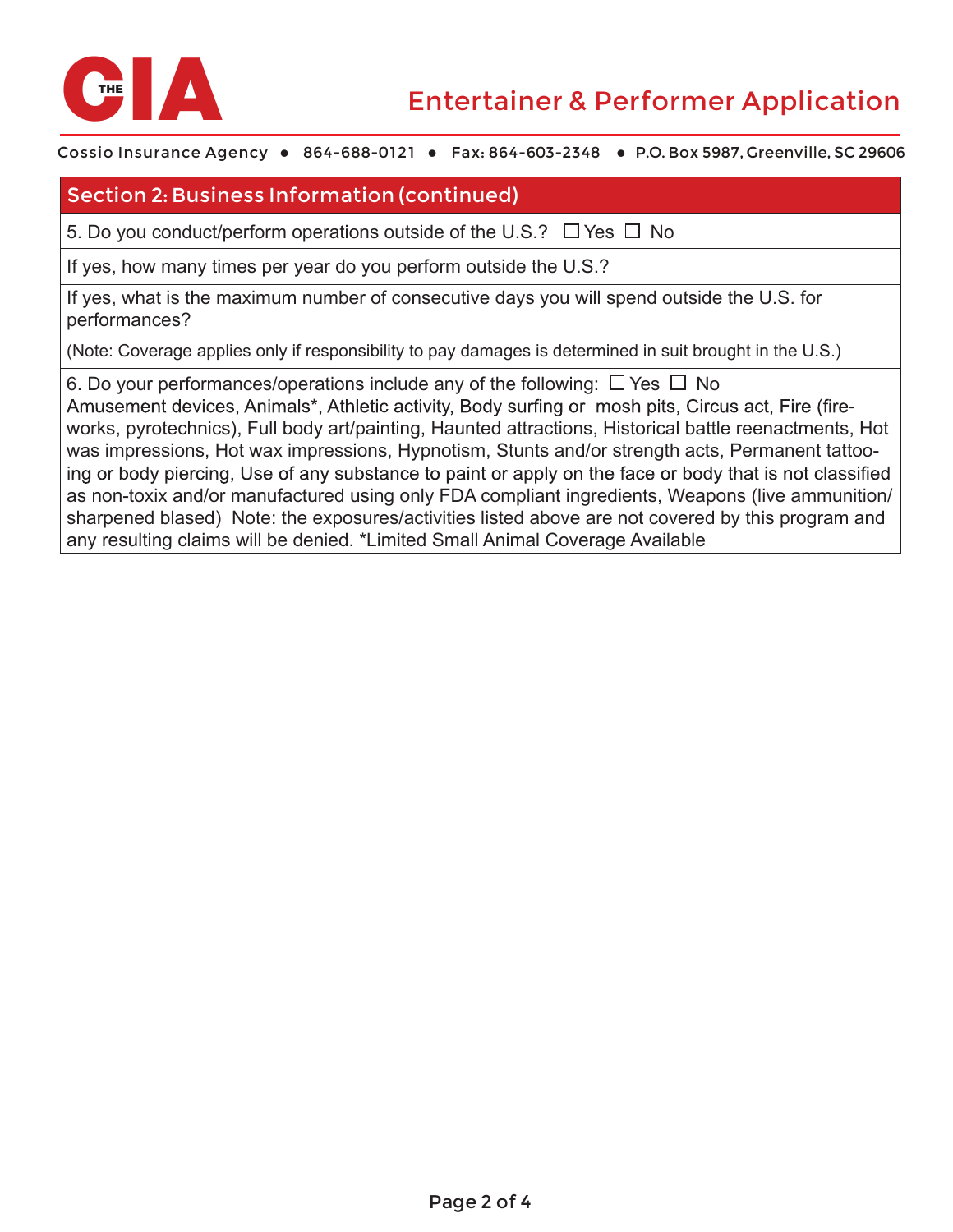# Entertainer & Performer Application

Cossio Insurance Agency • 864-688-0121 • Fax: 864-603-2348 • P.O. Box 5987, Greenville, SC 29606

## Section 2: Business Information (continued)

5. Do you conduct/perform operations outside of the U.S.? ☐ Yes ☐ No

If yes, how many times per year do you perform outside the U.S.?

If yes, what is the maximum number of consecutive days you will spend outside the U.S. for performances?

(Note: Coverage applies only if responsibility to pay damages is determined in suit brought in the U.S.)

6. Do your performances/operations include any of the following: ☐ Yes ☐ No
Amusement devices, Animals*, Athletic activity, Body surfing or mosh pits, Circus act, Fire (fireworks, pyrotechnics), Full body art/painting, Haunted attractions, Historical battle reenactments, Hot was impressions, Hot wax impressions, Hypnotism, Stunts and/or strength acts, Permanent tattooing or body piercing, Use of any substance to paint or apply on the face or body that is not classified as non-toxix and/or manufactured using only FDA compliant ingredients, Weapons (live ammunition/ sharpened blased) Note: the exposures/activities listed above are not covered by this program and any resulting claims will be denied. *Limited Small Animal Coverage Available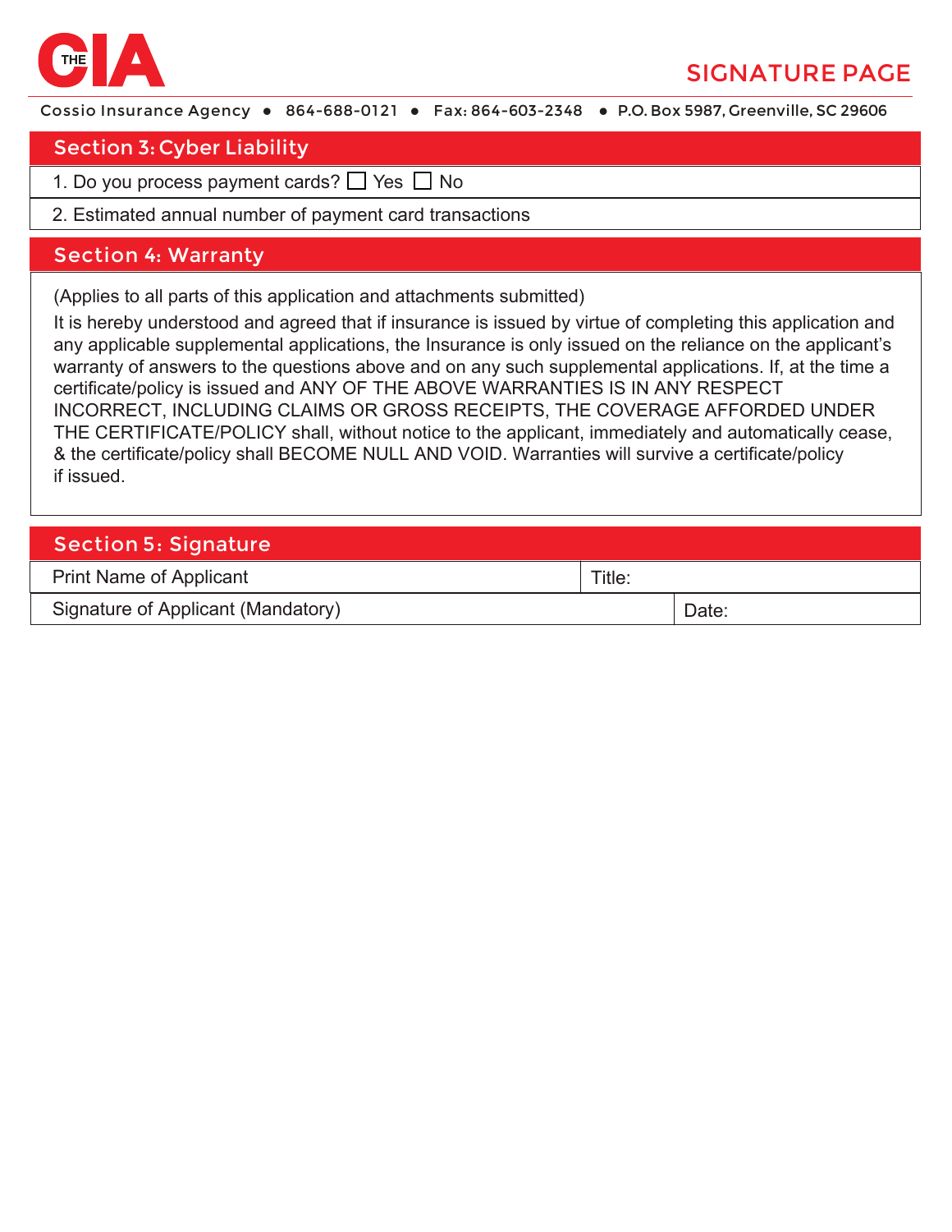# THE CIA

## SIGNATURE PAGE

Cossio Insurance Agency ● 864-688-0121 ● Fax: 864-603-2348 ● P.O. Box 5987, Greenville, SC 29606

## Section 3: Cyber Liability

1. Do you process payment cards? ☐ Yes ☐ No
2. Estimated annual number of payment card transactions

## Section 4: Warranty

(Applies to all parts of this application and attachments submitted)

It is hereby understood and agreed that if insurance is issued by virtue of completing this application and any applicable supplemental applications, the Insurance is only issued on the reliance on the applicant's warranty of answers to the questions above and on any such supplemental applications. If, at the time a certificate/policy is issued and ANY OF THE ABOVE WARRANTIES IS IN ANY RESPECT INCORRECT, INCLUDING CLAIMS OR GROSS RECEIPTS, THE COVERAGE AFFORDED UNDER THE CERTIFICATE/POLICY shall, without notice to the applicant, immediately and automatically cease, & the certificate/policy shall BECOME NULL AND VOID. Warranties will survive a certificate/policy if issued.

## Section 5: Signature

| Print Name of Applicant | Title: |
|---|---|
| Signature of Applicant (Mandatory) | Date: |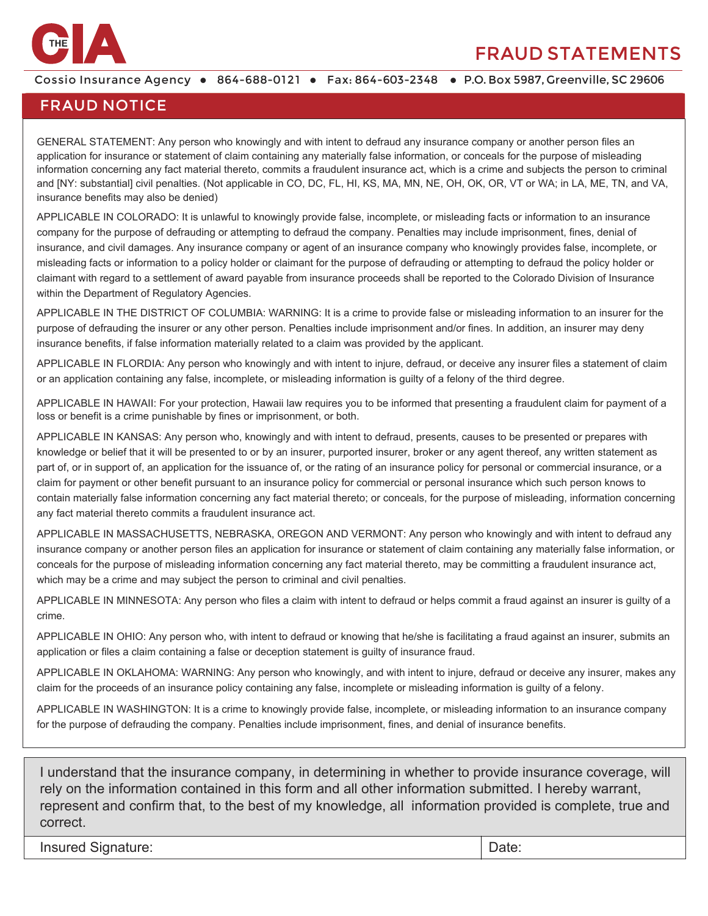# FRAUD STATEMENTS

Cossio Insurance Agency • 864-688-0121 • Fax: 864-603-2348 • P.O. Box 5987, Greenville, SC 29606

## FRAUD NOTICE

GENERAL STATEMENT: Any person who knowingly and with intent to defraud any insurance company or another person files an application for insurance or statement of claim containing any materially false information, or conceals for the purpose of misleading information concerning any fact material thereto, commits a fraudulent insurance act, which is a crime and subjects the person to criminal and [NY: substantial] civil penalties. (Not applicable in CO, DC, FL, HI, KS, MA, MN, NE, OH, OK, OR, VT or WA; in LA, ME, TN, and VA, insurance benefits may also be denied)

APPLICABLE IN COLORADO: It is unlawful to knowingly provide false, incomplete, or misleading facts or information to an insurance company for the purpose of defrauding or attempting to defraud the company. Penalties may include imprisonment, fines, denial of insurance, and civil damages. Any insurance company or agent of an insurance company who knowingly provides false, incomplete, or misleading facts or information to a policy holder or claimant for the purpose of defrauding or attempting to defraud the policy holder or claimant with regard to a settlement of award payable from insurance proceeds shall be reported to the Colorado Division of Insurance within the Department of Regulatory Agencies.

APPLICABLE IN THE DISTRICT OF COLUMBIA: WARNING: It is a crime to provide false or misleading information to an insurer for the purpose of defrauding the insurer or any other person. Penalties include imprisonment and/or fines. In addition, an insurer may deny insurance benefits, if false information materially related to a claim was provided by the applicant.

APPLICABLE IN FLORDIA: Any person who knowingly and with intent to injure, defraud, or deceive any insurer files a statement of claim or an application containing any false, incomplete, or misleading information is guilty of a felony of the third degree.

APPLICABLE IN HAWAII: For your protection, Hawaii law requires you to be informed that presenting a fraudulent claim for payment of a loss or benefit is a crime punishable by fines or imprisonment, or both.

APPLICABLE IN KANSAS: Any person who, knowingly and with intent to defraud, presents, causes to be presented or prepares with knowledge or belief that it will be presented to or by an insurer, purported insurer, broker or any agent thereof, any written statement as part of, or in support of, an application for the issuance of, or the rating of an insurance policy for personal or commercial insurance, or a claim for payment or other benefit pursuant to an insurance policy for commercial or personal insurance which such person knows to contain materially false information concerning any fact material thereto; or conceals, for the purpose of misleading, information concerning any fact material thereto commits a fraudulent insurance act.

APPLICABLE IN MASSACHUSETTS, NEBRASKA, OREGON AND VERMONT: Any person who knowingly and with intent to defraud any insurance company or another person files an application for insurance or statement of claim containing any materially false information, or conceals for the purpose of misleading information concerning any fact material thereto, may be committing a fraudulent insurance act, which may be a crime and may subject the person to criminal and civil penalties.

APPLICABLE IN MINNESOTA: Any person who files a claim with intent to defraud or helps commit a fraud against an insurer is guilty of a crime.

APPLICABLE IN OHIO: Any person who, with intent to defraud or knowing that he/she is facilitating a fraud against an insurer, submits an application or files a claim containing a false or deception statement is guilty of insurance fraud.

APPLICABLE IN OKLAHOMA: WARNING: Any person who knowingly, and with intent to injure, defraud or deceive any insurer, makes any claim for the proceeds of an insurance policy containing any false, incomplete or misleading information is guilty of a felony.

APPLICABLE IN WASHINGTON: It is a crime to knowingly provide false, incomplete, or misleading information to an insurance company for the purpose of defrauding the company. Penalties include imprisonment, fines, and denial of insurance benefits.

I understand that the insurance company, in determining in whether to provide insurance coverage, will rely on the information contained in this form and all other information submitted. I hereby warrant, represent and confirm that, to the best of my knowledge, all information provided is complete, true and correct.

| | |
|---|---|
| Insured Signature: | Date: |